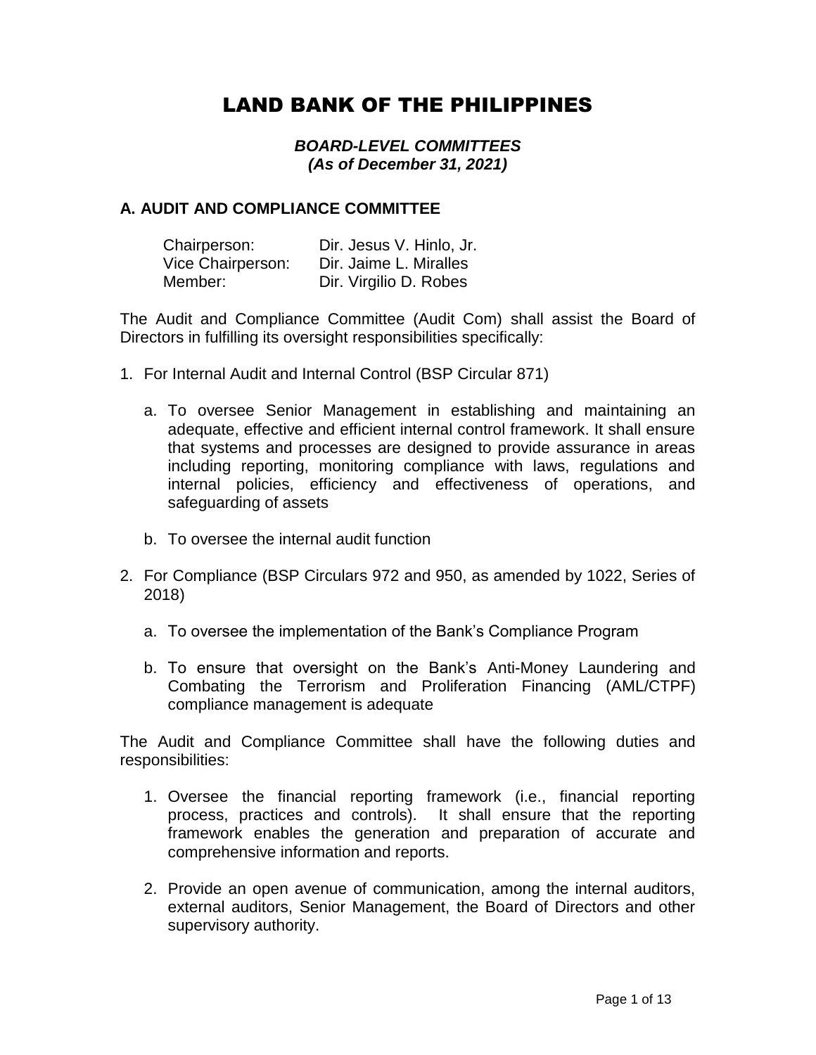# LAND BANK OF THE PHILIPPINES

***BOARD-LEVEL COMMITTEES***
***(As of December 31, 2021)***

## A. AUDIT AND COMPLIANCE COMMITTEE

| | |
|---|---|
| Chairperson: | Dir. Jesus V. Hinlo, Jr. |
| Vice Chairperson: | Dir. Jaime L. Miralles |
| Member: | Dir. Virgilio D. Robes |

The Audit and Compliance Committee (Audit Com) shall assist the Board of Directors in fulfilling its oversight responsibilities specifically:

1. For Internal Audit and Internal Control (BSP Circular 871)

   a. To oversee Senior Management in establishing and maintaining an adequate, effective and efficient internal control framework. It shall ensure that systems and processes are designed to provide assurance in areas including reporting, monitoring compliance with laws, regulations and internal policies, efficiency and effectiveness of operations, and safeguarding of assets

   b. To oversee the internal audit function

2. For Compliance (BSP Circulars 972 and 950, as amended by 1022, Series of 2018)

   a. To oversee the implementation of the Bank's Compliance Program

   b. To ensure that oversight on the Bank's Anti-Money Laundering and Combating the Terrorism and Proliferation Financing (AML/CTPF) compliance management is adequate

The Audit and Compliance Committee shall have the following duties and responsibilities:

1. Oversee the financial reporting framework (i.e., financial reporting process, practices and controls). It shall ensure that the reporting framework enables the generation and preparation of accurate and comprehensive information and reports.

2. Provide an open avenue of communication, among the internal auditors, external auditors, Senior Management, the Board of Directors and other supervisory authority.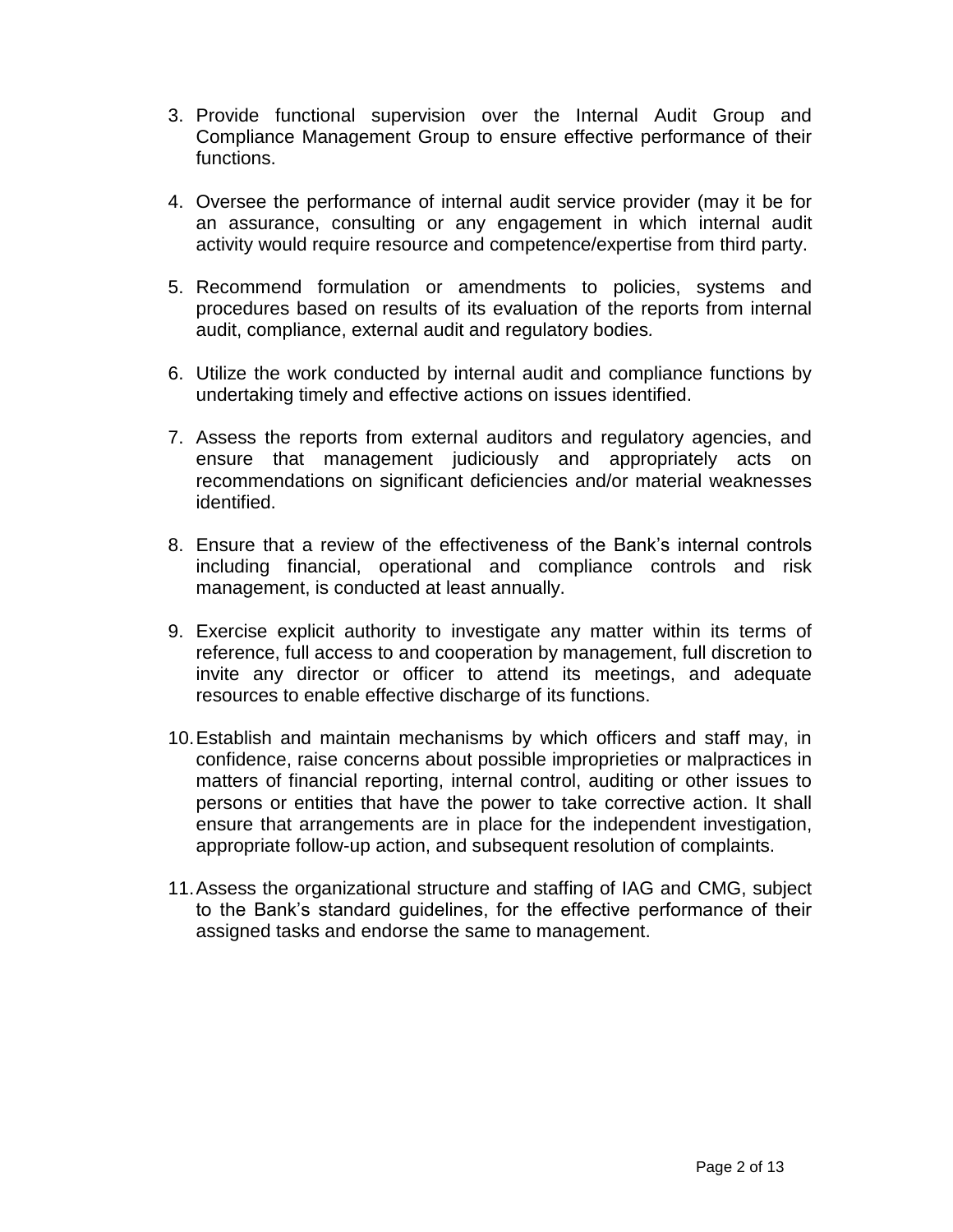3. Provide functional supervision over the Internal Audit Group and Compliance Management Group to ensure effective performance of their functions.

4. Oversee the performance of internal audit service provider (may it be for an assurance, consulting or any engagement in which internal audit activity would require resource and competence/expertise from third party.

5. Recommend formulation or amendments to policies, systems and procedures based on results of its evaluation of the reports from internal audit, compliance, external audit and regulatory bodies.

6. Utilize the work conducted by internal audit and compliance functions by undertaking timely and effective actions on issues identified.

7. Assess the reports from external auditors and regulatory agencies, and ensure that management judiciously and appropriately acts on recommendations on significant deficiencies and/or material weaknesses identified.

8. Ensure that a review of the effectiveness of the Bank's internal controls including financial, operational and compliance controls and risk management, is conducted at least annually.

9. Exercise explicit authority to investigate any matter within its terms of reference, full access to and cooperation by management, full discretion to invite any director or officer to attend its meetings, and adequate resources to enable effective discharge of its functions.

10. Establish and maintain mechanisms by which officers and staff may, in confidence, raise concerns about possible improprieties or malpractices in matters of financial reporting, internal control, auditing or other issues to persons or entities that have the power to take corrective action. It shall ensure that arrangements are in place for the independent investigation, appropriate follow-up action, and subsequent resolution of complaints.

11. Assess the organizational structure and staffing of IAG and CMG, subject to the Bank's standard guidelines, for the effective performance of their assigned tasks and endorse the same to management.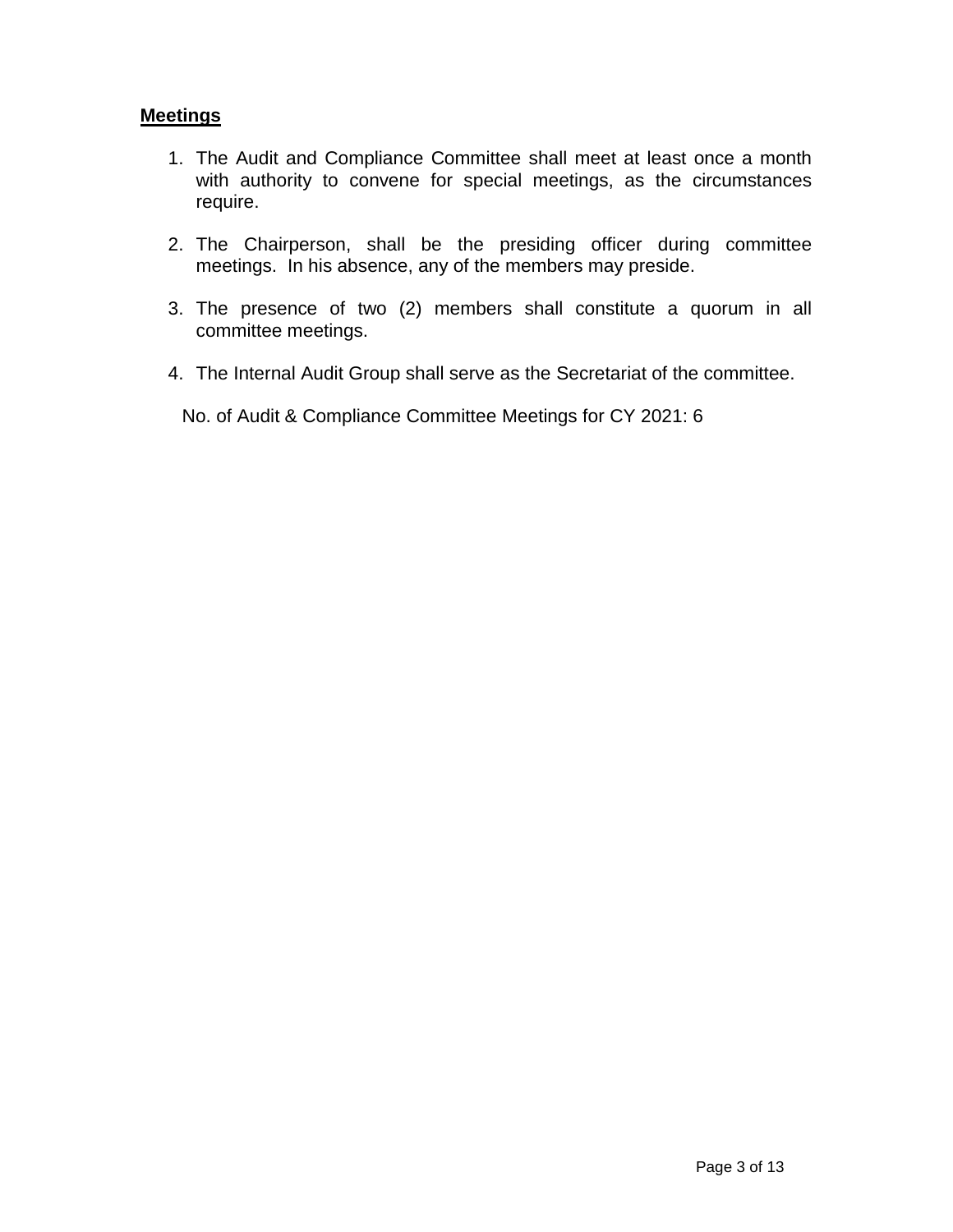**Meetings**

1. The Audit and Compliance Committee shall meet at least once a month with authority to convene for special meetings, as the circumstances require.

2. The Chairperson, shall be the presiding officer during committee meetings. In his absence, any of the members may preside.

3. The presence of two (2) members shall constitute a quorum in all committee meetings.

4. The Internal Audit Group shall serve as the Secretariat of the committee.

No. of Audit & Compliance Committee Meetings for CY 2021: 6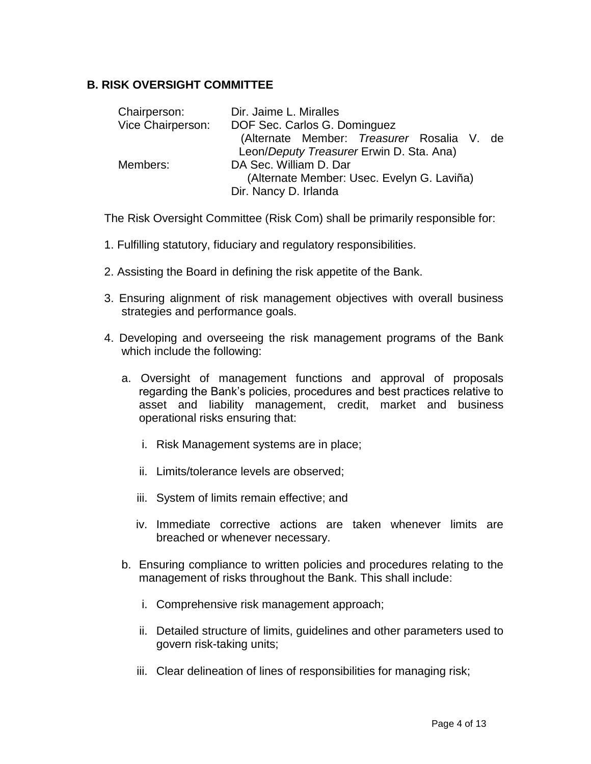### B. RISK OVERSIGHT COMMITTEE

| | |
|---|---|
| Chairperson: | Dir. Jaime L. Miralles |
| Vice Chairperson: | DOF Sec. Carlos G. Dominguez (Alternate Member: *Treasurer* Rosalia V. de Leon/*Deputy Treasurer* Erwin D. Sta. Ana) |
| Members: | DA Sec. William D. Dar (Alternate Member: Usec. Evelyn G. Laviña) |
| | Dir. Nancy D. Irlanda |

The Risk Oversight Committee (Risk Com) shall be primarily responsible for:

1. Fulfilling statutory, fiduciary and regulatory responsibilities.

2. Assisting the Board in defining the risk appetite of the Bank.

3. Ensuring alignment of risk management objectives with overall business strategies and performance goals.

4. Developing and overseeing the risk management programs of the Bank which include the following:

   a. Oversight of management functions and approval of proposals regarding the Bank's policies, procedures and best practices relative to asset and liability management, credit, market and business operational risks ensuring that:

      i. Risk Management systems are in place;

      ii. Limits/tolerance levels are observed;

      iii. System of limits remain effective; and

      iv. Immediate corrective actions are taken whenever limits are breached or whenever necessary.

   b. Ensuring compliance to written policies and procedures relating to the management of risks throughout the Bank. This shall include:

      i. Comprehensive risk management approach;

      ii. Detailed structure of limits, guidelines and other parameters used to govern risk-taking units;

      iii. Clear delineation of lines of responsibilities for managing risk;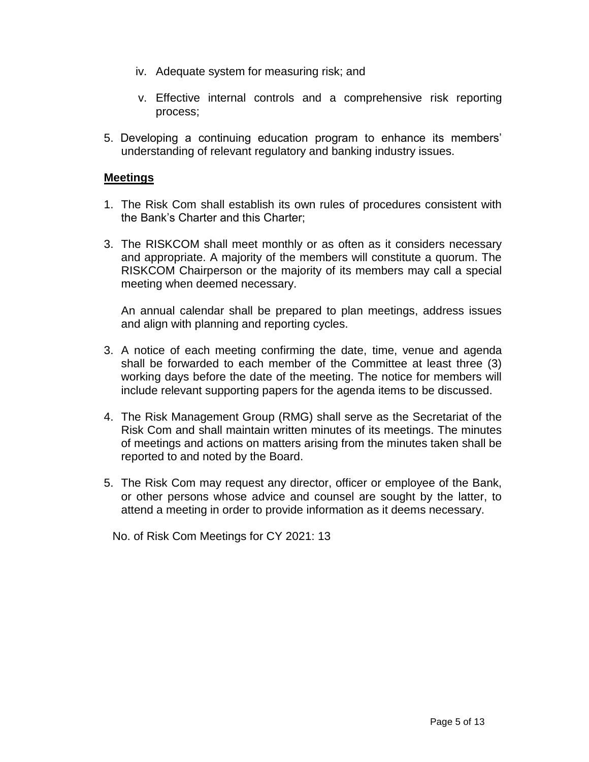iv. Adequate system for measuring risk; and

v. Effective internal controls and a comprehensive risk reporting process;

5. Developing a continuing education program to enhance its members' understanding of relevant regulatory and banking industry issues.

**Meetings**

1. The Risk Com shall establish its own rules of procedures consistent with the Bank's Charter and this Charter;

3. The RISKCOM shall meet monthly or as often as it considers necessary and appropriate. A majority of the members will constitute a quorum. The RISKCOM Chairperson or the majority of its members may call a special meeting when deemed necessary.

   An annual calendar shall be prepared to plan meetings, address issues and align with planning and reporting cycles.

3. A notice of each meeting confirming the date, time, venue and agenda shall be forwarded to each member of the Committee at least three (3) working days before the date of the meeting. The notice for members will include relevant supporting papers for the agenda items to be discussed.

4. The Risk Management Group (RMG) shall serve as the Secretariat of the Risk Com and shall maintain written minutes of its meetings. The minutes of meetings and actions on matters arising from the minutes taken shall be reported to and noted by the Board.

5. The Risk Com may request any director, officer or employee of the Bank, or other persons whose advice and counsel are sought by the latter, to attend a meeting in order to provide information as it deems necessary.

No. of Risk Com Meetings for CY 2021: 13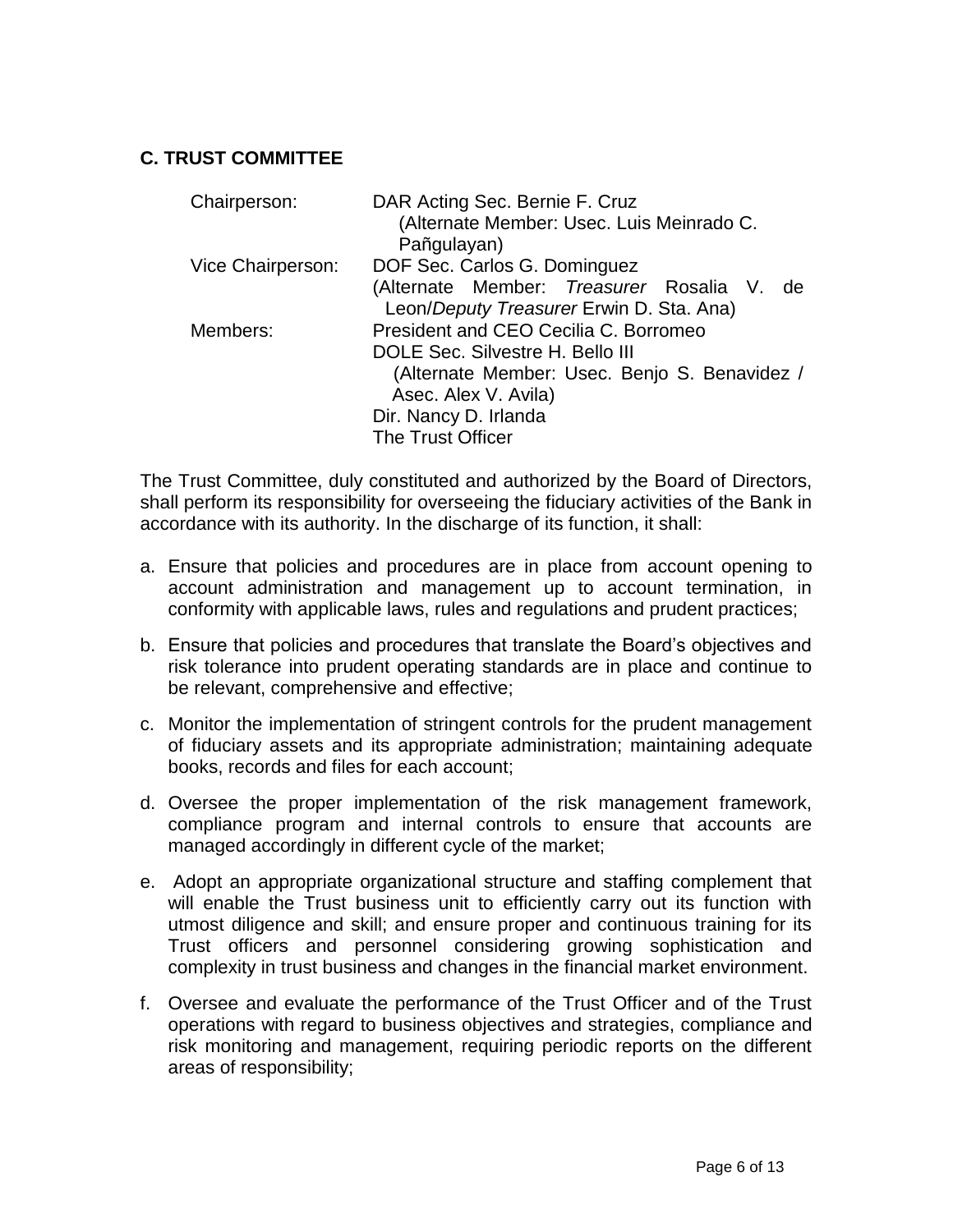## C. TRUST COMMITTEE

| | |
|---|---|
| Chairperson: | DAR Acting Sec. Bernie F. Cruz<br>(Alternate Member: Usec. Luis Meinrado C. Pañgulayan) |
| Vice Chairperson: | DOF Sec. Carlos G. Dominguez<br>(Alternate Member: *Treasurer* Rosalia V. de Leon/*Deputy Treasurer* Erwin D. Sta. Ana) |
| Members: | President and CEO Cecilia C. Borromeo<br>DOLE Sec. Silvestre H. Bello III<br>(Alternate Member: Usec. Benjo S. Benavidez / Asec. Alex V. Avila)<br>Dir. Nancy D. Irlanda<br>The Trust Officer |

The Trust Committee, duly constituted and authorized by the Board of Directors, shall perform its responsibility for overseeing the fiduciary activities of the Bank in accordance with its authority. In the discharge of its function, it shall:

a. Ensure that policies and procedures are in place from account opening to account administration and management up to account termination, in conformity with applicable laws, rules and regulations and prudent practices;

b. Ensure that policies and procedures that translate the Board's objectives and risk tolerance into prudent operating standards are in place and continue to be relevant, comprehensive and effective;

c. Monitor the implementation of stringent controls for the prudent management of fiduciary assets and its appropriate administration; maintaining adequate books, records and files for each account;

d. Oversee the proper implementation of the risk management framework, compliance program and internal controls to ensure that accounts are managed accordingly in different cycle of the market;

e. Adopt an appropriate organizational structure and staffing complement that will enable the Trust business unit to efficiently carry out its function with utmost diligence and skill; and ensure proper and continuous training for its Trust officers and personnel considering growing sophistication and complexity in trust business and changes in the financial market environment.

f. Oversee and evaluate the performance of the Trust Officer and of the Trust operations with regard to business objectives and strategies, compliance and risk monitoring and management, requiring periodic reports on the different areas of responsibility;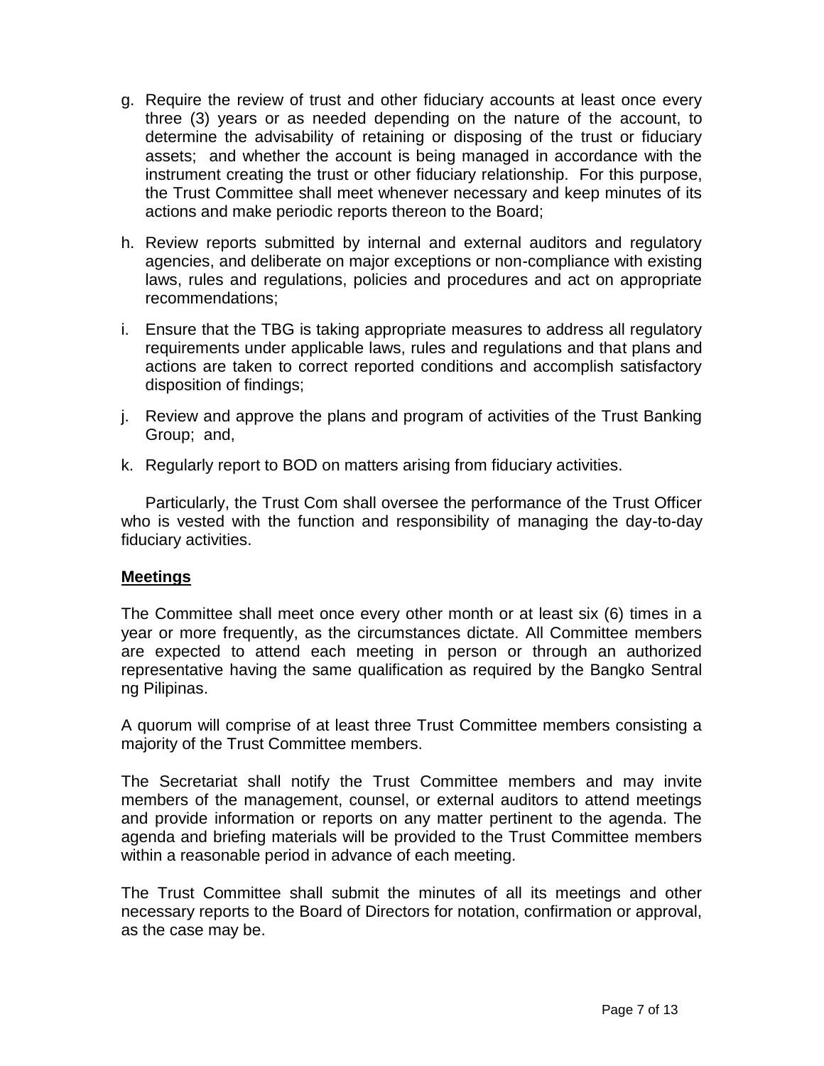g. Require the review of trust and other fiduciary accounts at least once every three (3) years or as needed depending on the nature of the account, to determine the advisability of retaining or disposing of the trust or fiduciary assets; and whether the account is being managed in accordance with the instrument creating the trust or other fiduciary relationship. For this purpose, the Trust Committee shall meet whenever necessary and keep minutes of its actions and make periodic reports thereon to the Board;

h. Review reports submitted by internal and external auditors and regulatory agencies, and deliberate on major exceptions or non-compliance with existing laws, rules and regulations, policies and procedures and act on appropriate recommendations;

i. Ensure that the TBG is taking appropriate measures to address all regulatory requirements under applicable laws, rules and regulations and that plans and actions are taken to correct reported conditions and accomplish satisfactory disposition of findings;

j. Review and approve the plans and program of activities of the Trust Banking Group; and,

k. Regularly report to BOD on matters arising from fiduciary activities.

Particularly, the Trust Com shall oversee the performance of the Trust Officer who is vested with the function and responsibility of managing the day-to-day fiduciary activities.

**Meetings**

The Committee shall meet once every other month or at least six (6) times in a year or more frequently, as the circumstances dictate. All Committee members are expected to attend each meeting in person or through an authorized representative having the same qualification as required by the Bangko Sentral ng Pilipinas.

A quorum will comprise of at least three Trust Committee members consisting a majority of the Trust Committee members.

The Secretariat shall notify the Trust Committee members and may invite members of the management, counsel, or external auditors to attend meetings and provide information or reports on any matter pertinent to the agenda. The agenda and briefing materials will be provided to the Trust Committee members within a reasonable period in advance of each meeting.

The Trust Committee shall submit the minutes of all its meetings and other necessary reports to the Board of Directors for notation, confirmation or approval, as the case may be.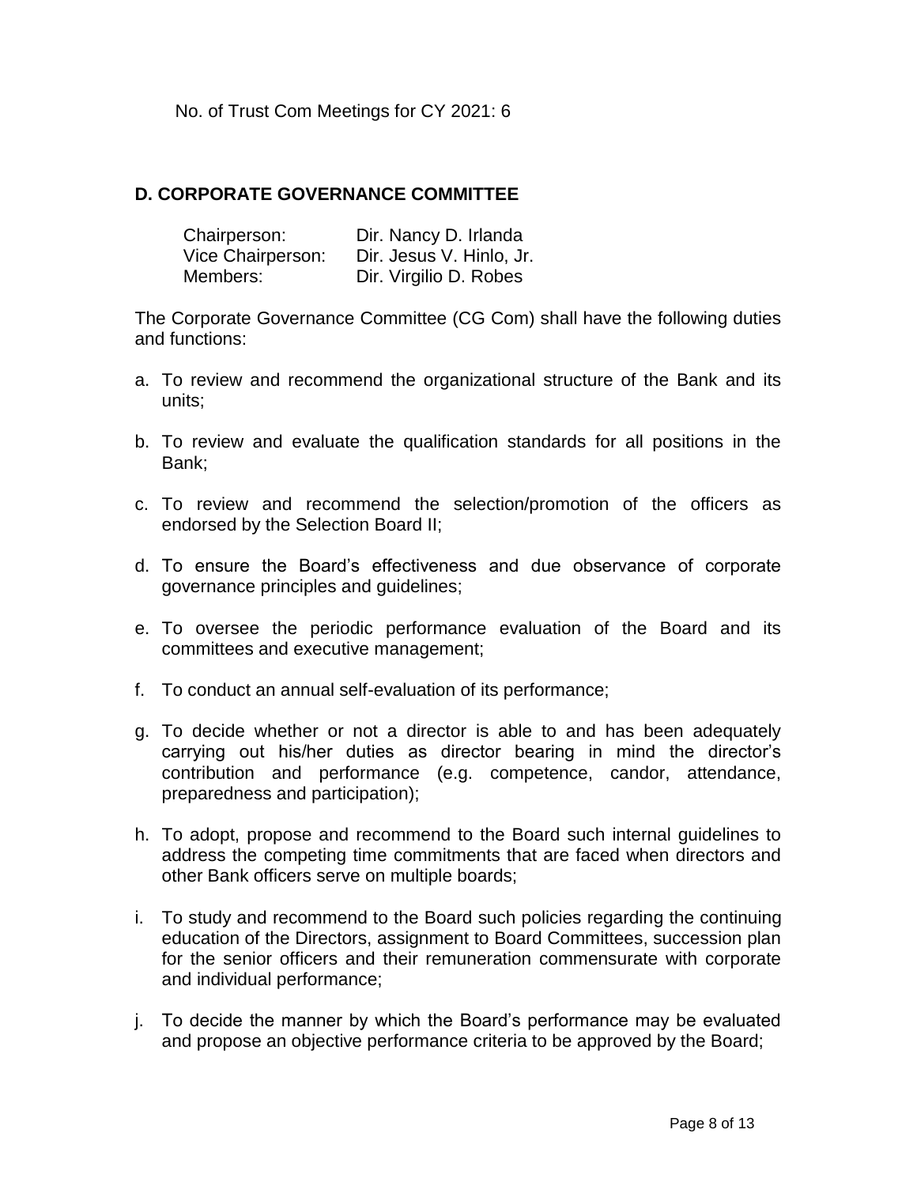No. of Trust Com Meetings for CY 2021: 6

## D. CORPORATE GOVERNANCE COMMITTEE

| | |
|---|---|
| Chairperson: | Dir. Nancy D. Irlanda |
| Vice Chairperson: | Dir. Jesus V. Hinlo, Jr. |
| Members: | Dir. Virgilio D. Robes |

The Corporate Governance Committee (CG Com) shall have the following duties and functions:

a. To review and recommend the organizational structure of the Bank and its units;

b. To review and evaluate the qualification standards for all positions in the Bank;

c. To review and recommend the selection/promotion of the officers as endorsed by the Selection Board II;

d. To ensure the Board's effectiveness and due observance of corporate governance principles and guidelines;

e. To oversee the periodic performance evaluation of the Board and its committees and executive management;

f. To conduct an annual self-evaluation of its performance;

g. To decide whether or not a director is able to and has been adequately carrying out his/her duties as director bearing in mind the director's contribution and performance (e.g. competence, candor, attendance, preparedness and participation);

h. To adopt, propose and recommend to the Board such internal guidelines to address the competing time commitments that are faced when directors and other Bank officers serve on multiple boards;

i. To study and recommend to the Board such policies regarding the continuing education of the Directors, assignment to Board Committees, succession plan for the senior officers and their remuneration commensurate with corporate and individual performance;

j. To decide the manner by which the Board's performance may be evaluated and propose an objective performance criteria to be approved by the Board;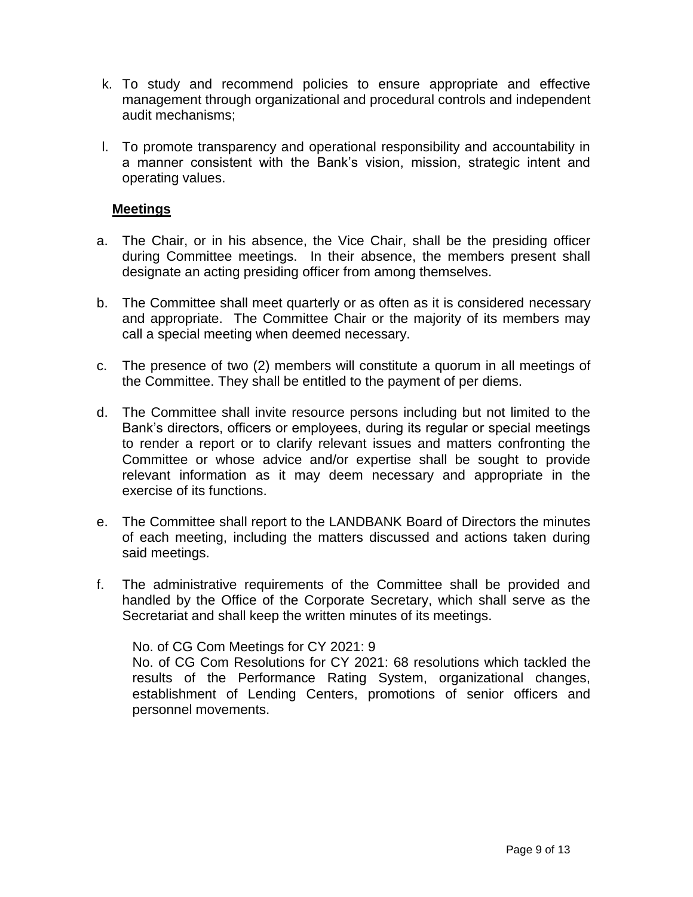k. To study and recommend policies to ensure appropriate and effective management through organizational and procedural controls and independent audit mechanisms;

l. To promote transparency and operational responsibility and accountability in a manner consistent with the Bank's vision, mission, strategic intent and operating values.

**Meetings**

a. The Chair, or in his absence, the Vice Chair, shall be the presiding officer during Committee meetings. In their absence, the members present shall designate an acting presiding officer from among themselves.

b. The Committee shall meet quarterly or as often as it is considered necessary and appropriate. The Committee Chair or the majority of its members may call a special meeting when deemed necessary.

c. The presence of two (2) members will constitute a quorum in all meetings of the Committee. They shall be entitled to the payment of per diems.

d. The Committee shall invite resource persons including but not limited to the Bank's directors, officers or employees, during its regular or special meetings to render a report or to clarify relevant issues and matters confronting the Committee or whose advice and/or expertise shall be sought to provide relevant information as it may deem necessary and appropriate in the exercise of its functions.

e. The Committee shall report to the LANDBANK Board of Directors the minutes of each meeting, including the matters discussed and actions taken during said meetings.

f. The administrative requirements of the Committee shall be provided and handled by the Office of the Corporate Secretary, which shall serve as the Secretariat and shall keep the written minutes of its meetings.

No. of CG Com Meetings for CY 2021: 9
No. of CG Com Resolutions for CY 2021: 68 resolutions which tackled the results of the Performance Rating System, organizational changes, establishment of Lending Centers, promotions of senior officers and personnel movements.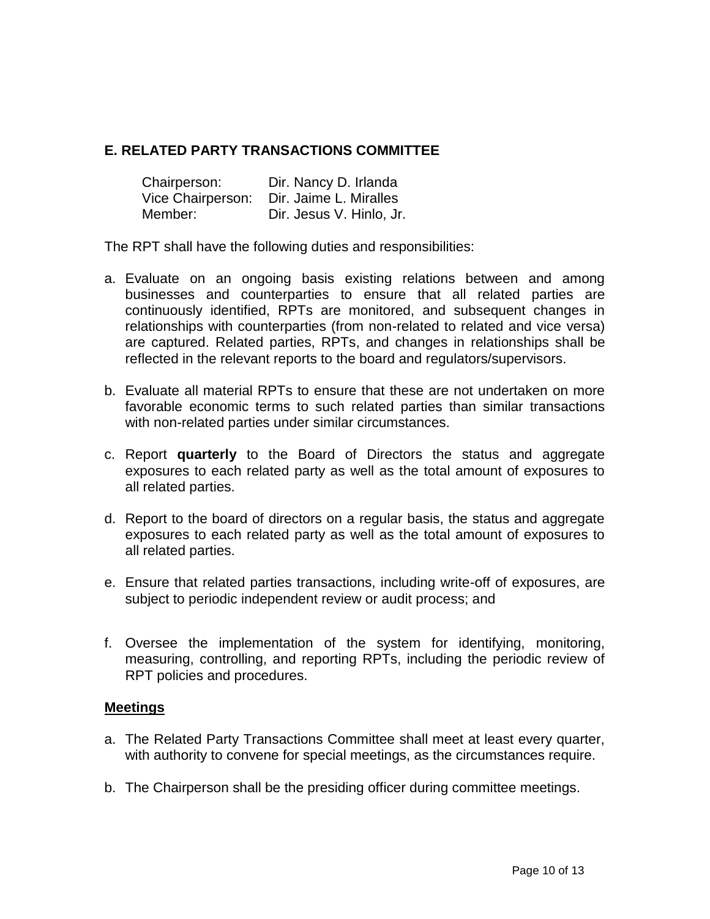## E. RELATED PARTY TRANSACTIONS COMMITTEE

| | |
|---|---|
| Chairperson: | Dir. Nancy D. Irlanda |
| Vice Chairperson: | Dir. Jaime L. Miralles |
| Member: | Dir. Jesus V. Hinlo, Jr. |

The RPT shall have the following duties and responsibilities:

a. Evaluate on an ongoing basis existing relations between and among businesses and counterparties to ensure that all related parties are continuously identified, RPTs are monitored, and subsequent changes in relationships with counterparties (from non-related to related and vice versa) are captured. Related parties, RPTs, and changes in relationships shall be reflected in the relevant reports to the board and regulators/supervisors.

b. Evaluate all material RPTs to ensure that these are not undertaken on more favorable economic terms to such related parties than similar transactions with non-related parties under similar circumstances.

c. Report **quarterly** to the Board of Directors the status and aggregate exposures to each related party as well as the total amount of exposures to all related parties.

d. Report to the board of directors on a regular basis, the status and aggregate exposures to each related party as well as the total amount of exposures to all related parties.

e. Ensure that related parties transactions, including write-off of exposures, are subject to periodic independent review or audit process; and

f. Oversee the implementation of the system for identifying, monitoring, measuring, controlling, and reporting RPTs, including the periodic review of RPT policies and procedures.

**Meetings**

a. The Related Party Transactions Committee shall meet at least every quarter, with authority to convene for special meetings, as the circumstances require.

b. The Chairperson shall be the presiding officer during committee meetings.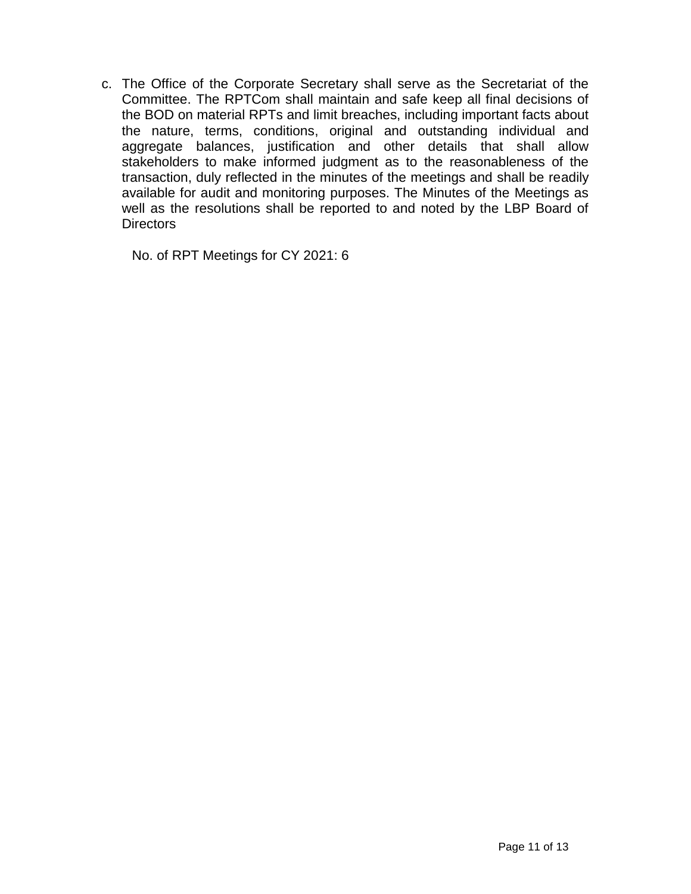c. The Office of the Corporate Secretary shall serve as the Secretariat of the Committee. The RPTCom shall maintain and safe keep all final decisions of the BOD on material RPTs and limit breaches, including important facts about the nature, terms, conditions, original and outstanding individual and aggregate balances, justification and other details that shall allow stakeholders to make informed judgment as to the reasonableness of the transaction, duly reflected in the minutes of the meetings and shall be readily available for audit and monitoring purposes. The Minutes of the Meetings as well as the resolutions shall be reported to and noted by the LBP Board of Directors

No. of RPT Meetings for CY 2021: 6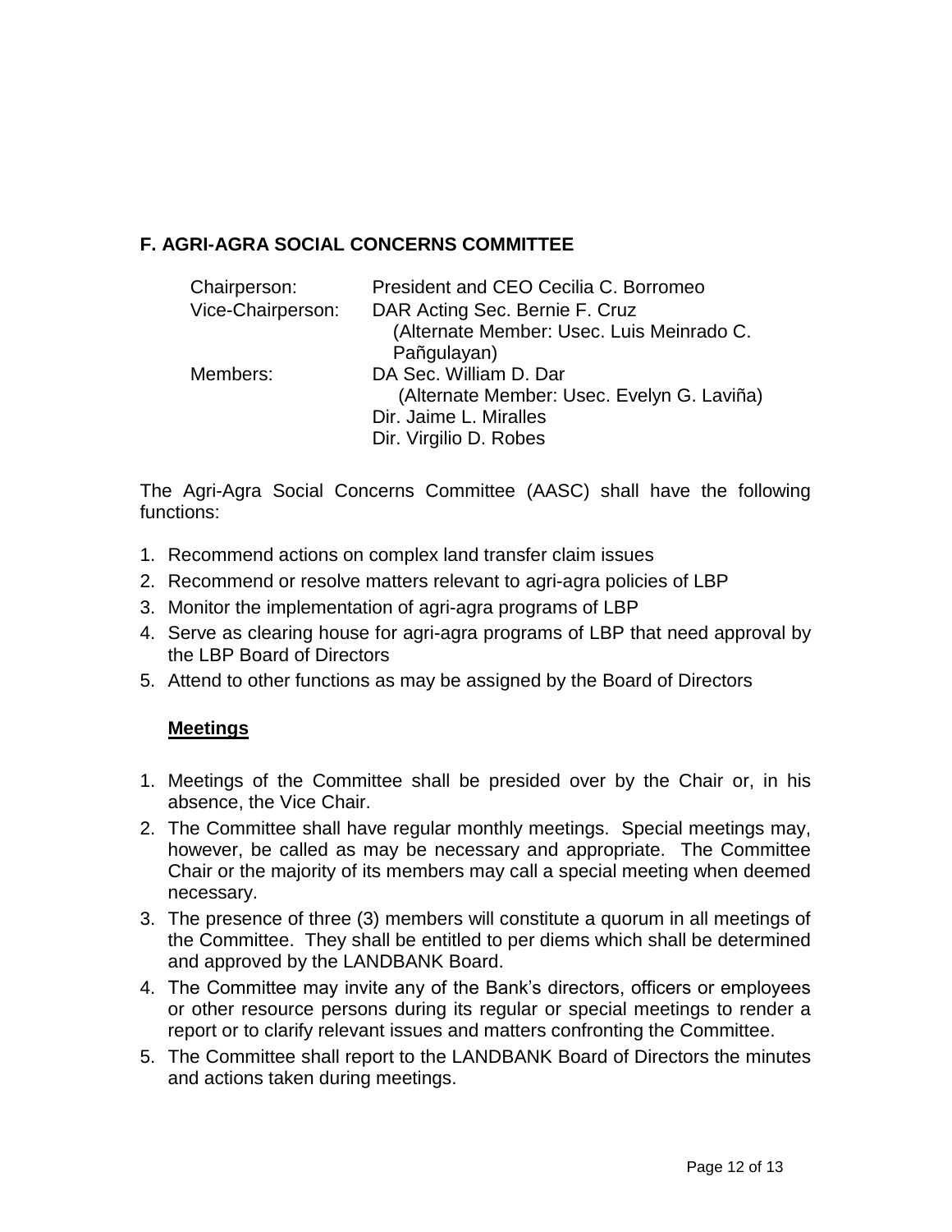## F. AGRI-AGRA SOCIAL CONCERNS COMMITTEE

| | |
|---|---|
| Chairperson: | President and CEO Cecilia C. Borromeo |
| Vice-Chairperson: | DAR Acting Sec. Bernie F. Cruz (Alternate Member: Usec. Luis Meinrado C. Pañgulayan) |
| Members: | DA Sec. William D. Dar (Alternate Member: Usec. Evelyn G. Laviña) |
| | Dir. Jaime L. Miralles |
| | Dir. Virgilio D. Robes |

The Agri-Agra Social Concerns Committee (AASC) shall have the following functions:

1. Recommend actions on complex land transfer claim issues
2. Recommend or resolve matters relevant to agri-agra policies of LBP
3. Monitor the implementation of agri-agra programs of LBP
4. Serve as clearing house for agri-agra programs of LBP that need approval by the LBP Board of Directors
5. Attend to other functions as may be assigned by the Board of Directors

**<u>Meetings</u>**

1. Meetings of the Committee shall be presided over by the Chair or, in his absence, the Vice Chair.
2. The Committee shall have regular monthly meetings. Special meetings may, however, be called as may be necessary and appropriate. The Committee Chair or the majority of its members may call a special meeting when deemed necessary.
3. The presence of three (3) members will constitute a quorum in all meetings of the Committee. They shall be entitled to per diems which shall be determined and approved by the LANDBANK Board.
4. The Committee may invite any of the Bank's directors, officers or employees or other resource persons during its regular or special meetings to render a report or to clarify relevant issues and matters confronting the Committee.
5. The Committee shall report to the LANDBANK Board of Directors the minutes and actions taken during meetings.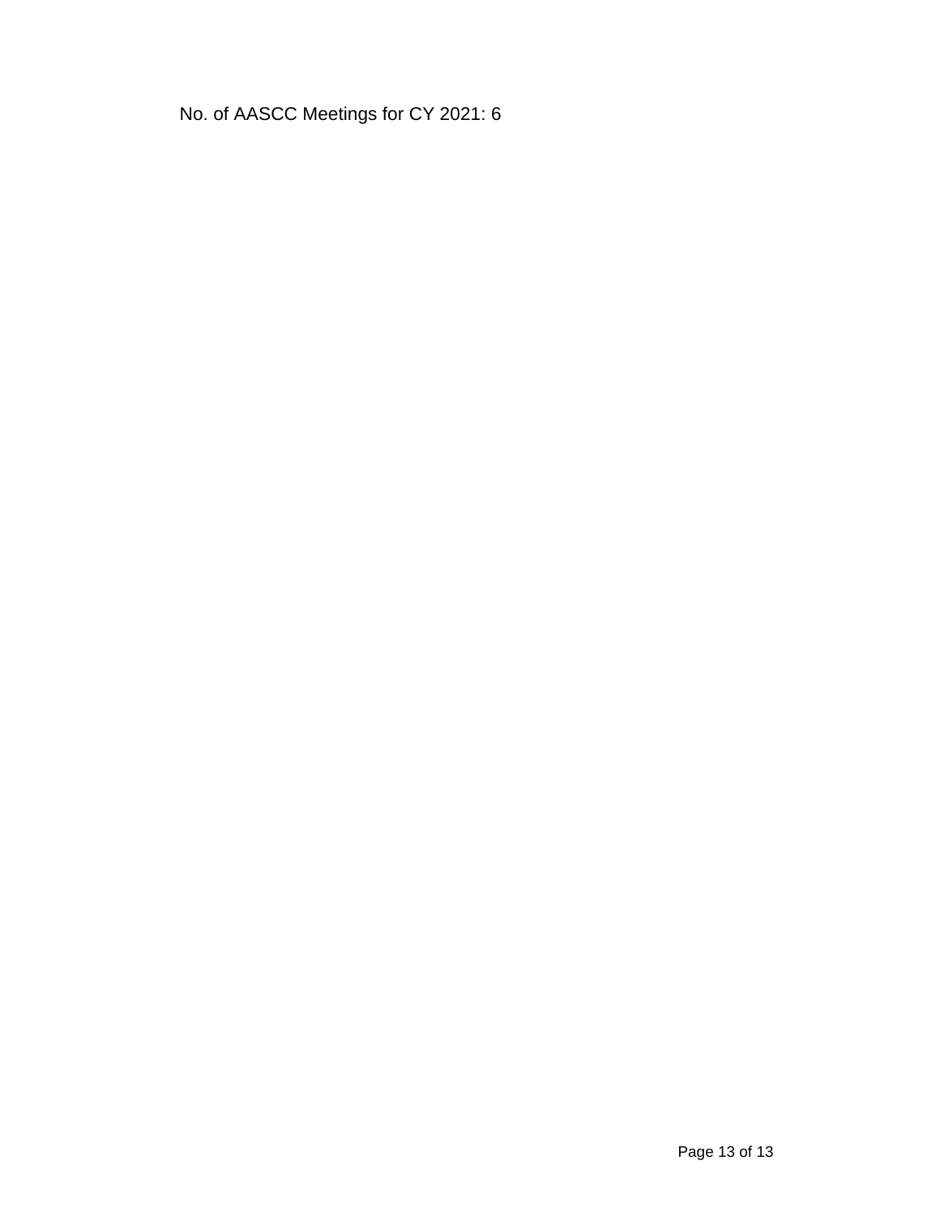No. of AASCC Meetings for CY 2021: 6